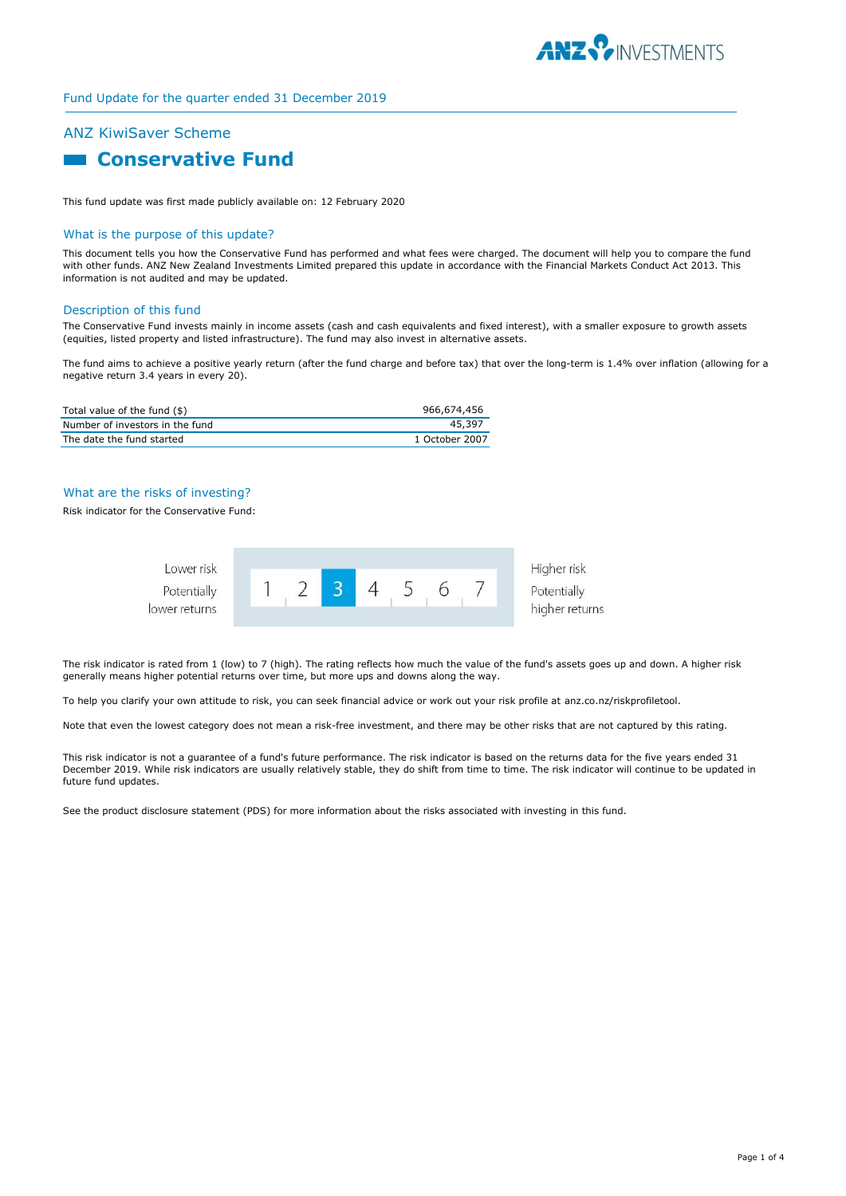Fund Update for the quarter ended 31 December 2019

## ANZ KiwiSaver Scheme

# Conservative Fund

This fund update was first made publicly available on: 12 February 2020

## What is the purpose of this update?

This document tells you how the Conservative Fund has performed and what fees were charged. The document will help you to compare the fund with other funds. ANZ New Zealand Investments Limited prepared this update in accordance with the Financial Markets Conduct Act 2013. This information is not audited and may be updated.

## Description of this fund

The Conservative Fund invests mainly in income assets (cash and cash equivalents and fixed interest), with a smaller exposure to growth assets (equities, listed property and listed infrastructure). The fund may also invest in alternative assets.

The fund aims to achieve a positive yearly return (after the fund charge and before tax) that over the long-term is 1.4% over inflation (allowing for a negative return 3.4 years in every 20).

| | |
|---|---|
| Total value of the fund ($) | 966,674,456 |
| Number of investors in the fund | 45,397 |
| The date the fund started | 1 October 2007 |

## What are the risks of investing?

Risk indicator for the Conservative Fund:

| Lower risk<br>Potentially lower returns | 1 | 2 | **3** | 4 | 5 | 6 | 7 | Higher risk<br>Potentially higher returns |
|---|---|---|---|---|---|---|---|---|

The risk indicator is rated from 1 (low) to 7 (high). The rating reflects how much the value of the fund's assets goes up and down. A higher risk generally means higher potential returns over time, but more ups and downs along the way.

To help you clarify your own attitude to risk, you can seek financial advice or work out your risk profile at anz.co.nz/riskprofiletool.

Note that even the lowest category does not mean a risk-free investment, and there may be other risks that are not captured by this rating.

This risk indicator is not a guarantee of a fund's future performance. The risk indicator is based on the returns data for the five years ended 31 December 2019. While risk indicators are usually relatively stable, they do shift from time to time. The risk indicator will continue to be updated in future fund updates.

See the product disclosure statement (PDS) for more information about the risks associated with investing in this fund.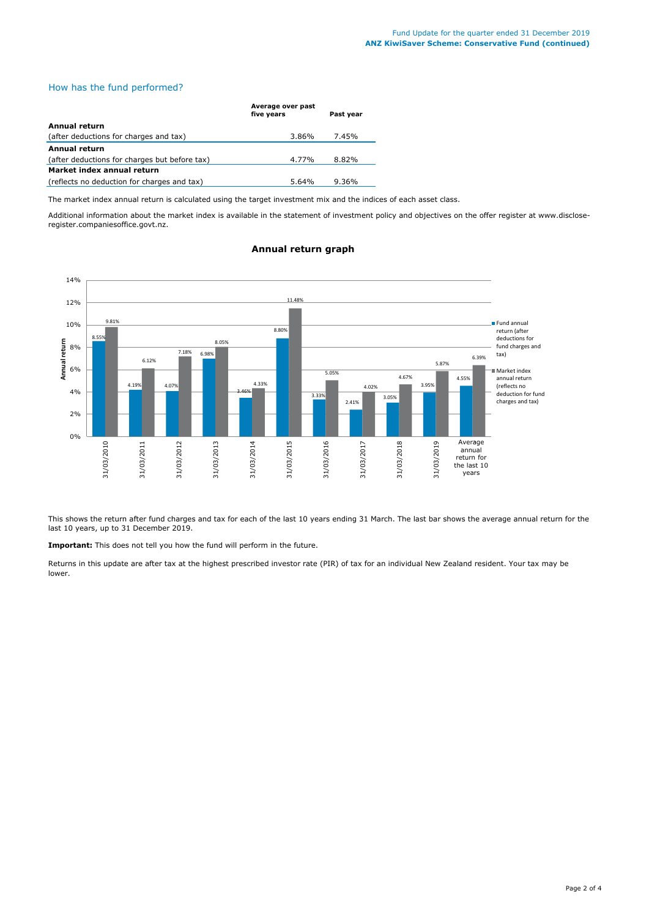## How has the fund performed?

| | Average over past five years | Past year |
|---|---|---|
| **Annual return** | | |
| (after deductions for charges and tax) | 3.86% | 7.45% |
| **Annual return** | | |
| (after deductions for charges but before tax) | 4.77% | 8.82% |
| **Market index annual return** | | |
| (reflects no deduction for charges and tax) | 5.64% | 9.36% |

The market index annual return is calculated using the target investment mix and the indices of each asset class.

Additional information about the market index is available in the statement of investment policy and objectives on the offer register at www.disclose-register.companiesoffice.govt.nz.

### Annual return graph

| | Fund annual return (after deductions for fund charges and tax) | Market index annual return (reflects no deduction for fund charges and tax) |
|---|---|---|
| 31/03/2010 | 8.55% | 9.81% |
| 31/03/2011 | 4.19% | 6.12% |
| 31/03/2012 | 4.07% | 7.18% |
| 31/03/2013 | 6.98% | 8.05% |
| 31/03/2014 | 3.46% | 4.33% |
| 31/03/2015 | 8.80% | 11.48% |
| 31/03/2016 | 3.33% | 5.05% |
| 31/03/2017 | 2.41% | 4.02% |
| 31/03/2018 | 3.05% | 4.67% |
| 31/03/2019 | 3.95% | 5.87% |
| Average annual return for the last 10 years | 4.55% | 6.39% |

This shows the return after fund charges and tax for each of the last 10 years ending 31 March. The last bar shows the average annual return for the last 10 years, up to 31 December 2019.

**Important:** This does not tell you how the fund will perform in the future.

Returns in this update are after tax at the highest prescribed investor rate (PIR) of tax for an individual New Zealand resident. Your tax may be lower.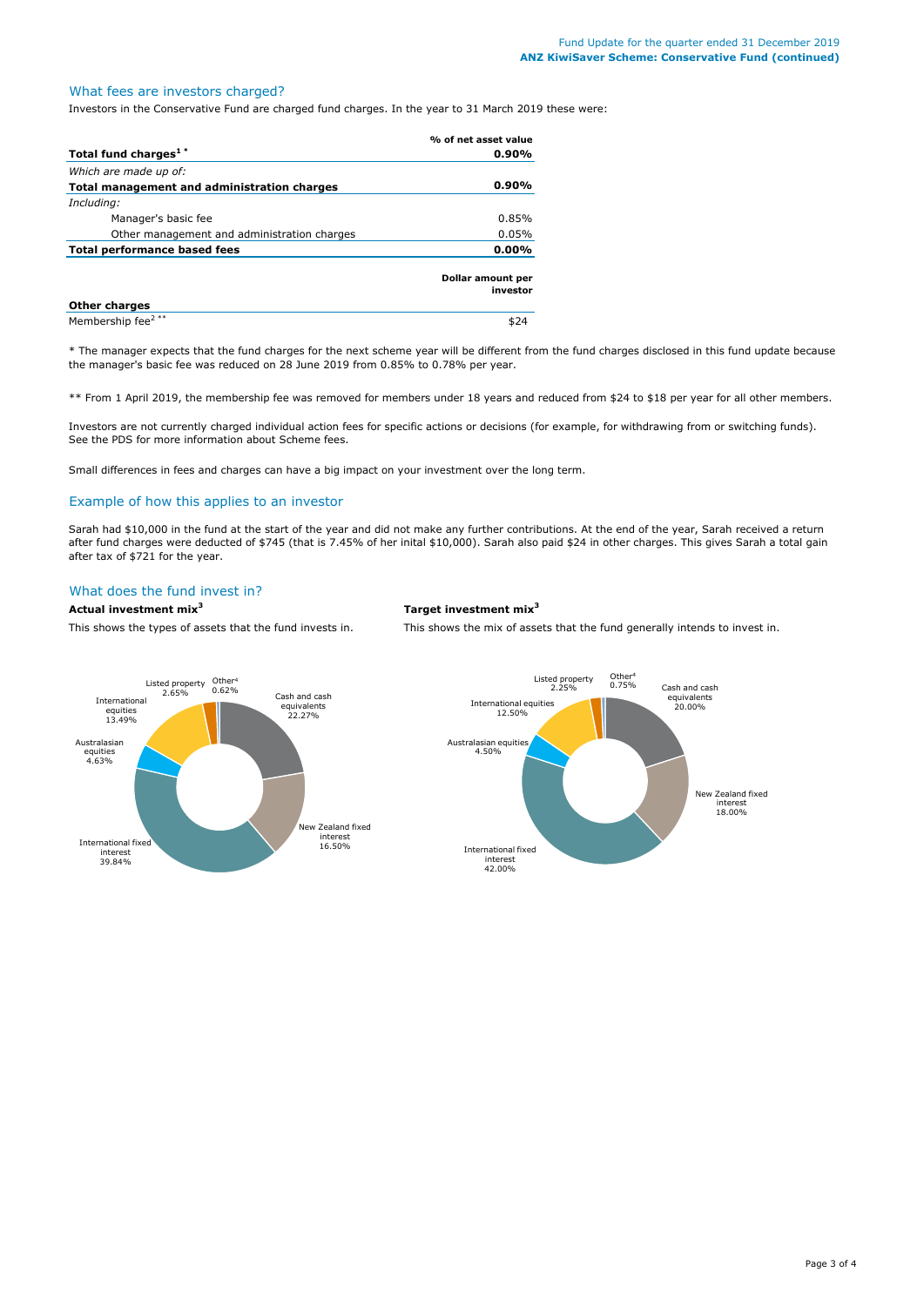## What fees are investors charged?

Investors in the Conservative Fund are charged fund charges. In the year to 31 March 2019 these were:

| | % of net asset value |
|---|---|
| **Total fund charges[1] *** | **0.90%** |
| *Which are made up of:* | |
| **Total management and administration charges** | **0.90%** |
| *Including:* | |
| Manager's basic fee | 0.85% |
| Other management and administration charges | 0.05% |
| **Total performance based fees** | **0.00%** |
| | **Dollar amount per investor** |
| **Other charges** | |
| Membership fee[2] ** | $24 |

* The manager expects that the fund charges for the next scheme year will be different from the fund charges disclosed in this fund update because the manager's basic fee was reduced on 28 June 2019 from 0.85% to 0.78% per year.

** From 1 April 2019, the membership fee was removed for members under 18 years and reduced from $24 to $18 per year for all other members.

Investors are not currently charged individual action fees for specific actions or decisions (for example, for withdrawing from or switching funds). See the PDS for more information about Scheme fees.

Small differences in fees and charges can have a big impact on your investment over the long term.

## Example of how this applies to an investor

Sarah had $10,000 in the fund at the start of the year and did not make any further contributions. At the end of the year, Sarah received a return after fund charges were deducted of $745 (that is 7.45% of her inital $10,000). Sarah also paid $24 in other charges. This gives Sarah a total gain after tax of $721 for the year.

## What does the fund invest in?

### Actual investment mix[3]

This shows the types of assets that the fund invests in.

| Asset | % |
|---|---|
| Cash and cash equivalents | 22.27% |
| New Zealand fixed interest | 16.50% |
| International fixed interest | 39.84% |
| Australasian equities | 4.63% |
| International equities | 13.49% |
| Listed property | 2.65% |
| Other[4] | 0.62% |

### Target investment mix[3]

This shows the mix of assets that the fund generally intends to invest in.

| Asset | % |
|---|---|
| Cash and cash equivalents | 20.00% |
| New Zealand fixed interest | 18.00% |
| International fixed interest | 42.00% |
| Australasian equities | 4.50% |
| International equities | 12.50% |
| Listed property | 2.25% |
| Other[4] | 0.75% |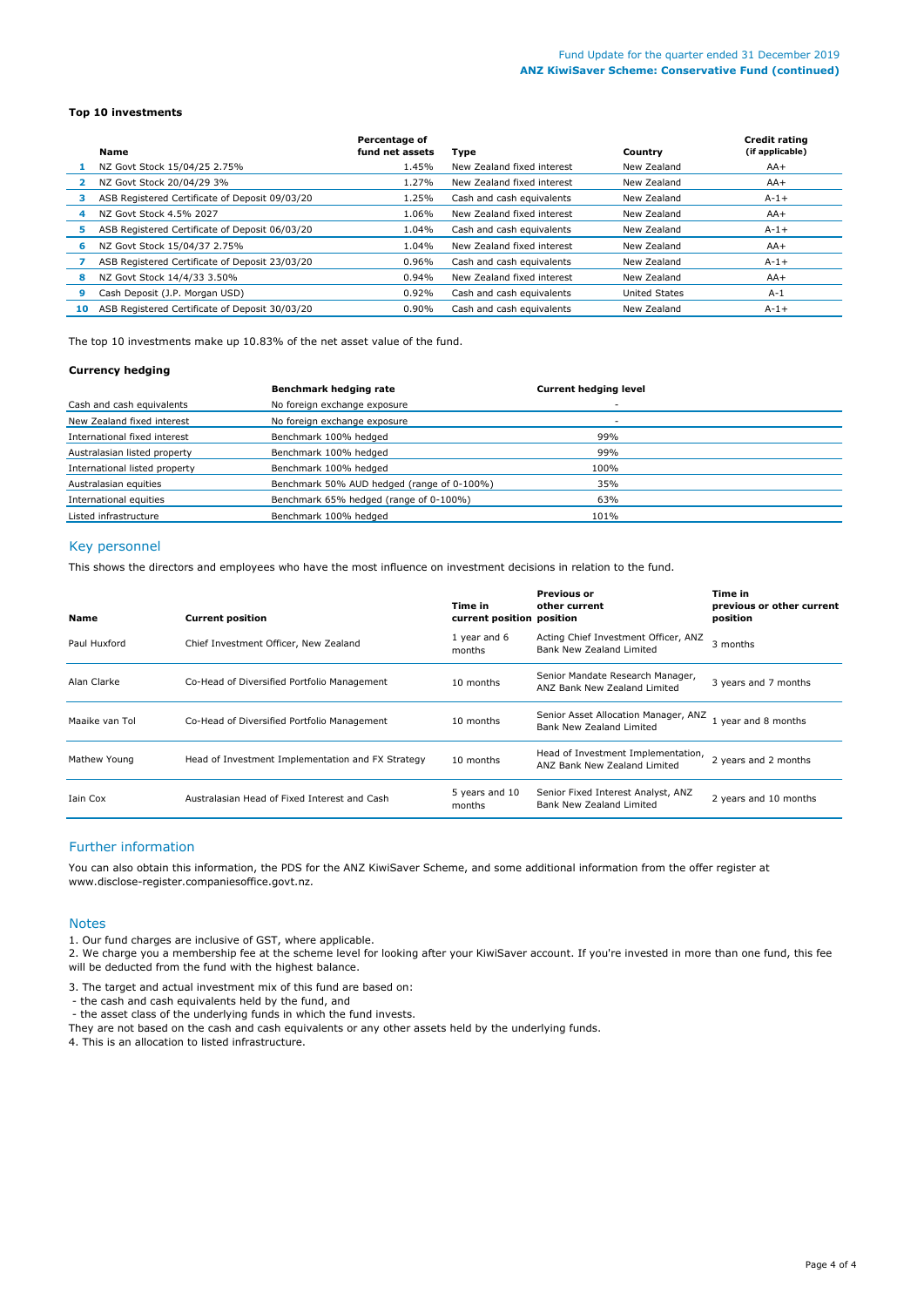### Top 10 investments

| | Name | Percentage of fund net assets | Type | Country | Credit rating (if applicable) |
|---|---|---|---|---|---|
| 1 | NZ Govt Stock 15/04/25 2.75% | 1.45% | New Zealand fixed interest | New Zealand | AA+ |
| 2 | NZ Govt Stock 20/04/29 3% | 1.27% | New Zealand fixed interest | New Zealand | AA+ |
| 3 | ASB Registered Certificate of Deposit 09/03/20 | 1.25% | Cash and cash equivalents | New Zealand | A-1+ |
| 4 | NZ Govt Stock 4.5% 2027 | 1.06% | New Zealand fixed interest | New Zealand | AA+ |
| 5 | ASB Registered Certificate of Deposit 06/03/20 | 1.04% | Cash and cash equivalents | New Zealand | A-1+ |
| 6 | NZ Govt Stock 15/04/37 2.75% | 1.04% | New Zealand fixed interest | New Zealand | AA+ |
| 7 | ASB Registered Certificate of Deposit 23/03/20 | 0.96% | Cash and cash equivalents | New Zealand | A-1+ |
| 8 | NZ Govt Stock 14/4/33 3.50% | 0.94% | New Zealand fixed interest | New Zealand | AA+ |
| 9 | Cash Deposit (J.P. Morgan USD) | 0.92% | Cash and cash equivalents | United States | A-1 |
| 10 | ASB Registered Certificate of Deposit 30/03/20 | 0.90% | Cash and cash equivalents | New Zealand | A-1+ |

The top 10 investments make up 10.83% of the net asset value of the fund.

### Currency hedging

| | Benchmark hedging rate | Current hedging level |
|---|---|---|
| Cash and cash equivalents | No foreign exchange exposure | - |
| New Zealand fixed interest | No foreign exchange exposure | - |
| International fixed interest | Benchmark 100% hedged | 99% |
| Australasian listed property | Benchmark 100% hedged | 99% |
| International listed property | Benchmark 100% hedged | 100% |
| Australasian equities | Benchmark 50% AUD hedged (range of 0-100%) | 35% |
| International equities | Benchmark 65% hedged (range of 0-100%) | 63% |
| Listed infrastructure | Benchmark 100% hedged | 101% |

## Key personnel

This shows the directors and employees who have the most influence on investment decisions in relation to the fund.

| Name | Current position | Time in current position | Previous or other current position | Time in previous or other current position |
|---|---|---|---|---|
| Paul Huxford | Chief Investment Officer, New Zealand | 1 year and 6 months | Acting Chief Investment Officer, ANZ Bank New Zealand Limited | 3 months |
| Alan Clarke | Co-Head of Diversified Portfolio Management | 10 months | Senior Mandate Research Manager, ANZ Bank New Zealand Limited | 3 years and 7 months |
| Maaike van Tol | Co-Head of Diversified Portfolio Management | 10 months | Senior Asset Allocation Manager, ANZ Bank New Zealand Limited | 1 year and 8 months |
| Mathew Young | Head of Investment Implementation and FX Strategy | 10 months | Head of Investment Implementation, ANZ Bank New Zealand Limited | 2 years and 2 months |
| Iain Cox | Australasian Head of Fixed Interest and Cash | 5 years and 10 months | Senior Fixed Interest Analyst, ANZ Bank New Zealand Limited | 2 years and 10 months |

## Further information

You can also obtain this information, the PDS for the ANZ KiwiSaver Scheme, and some additional information from the offer register at www.disclose-register.companiesoffice.govt.nz.

## Notes

1. Our fund charges are inclusive of GST, where applicable.
2. We charge you a membership fee at the scheme level for looking after your KiwiSaver account. If you're invested in more than one fund, this fee will be deducted from the fund with the highest balance.
3. The target and actual investment mix of this fund are based on:
 - the cash and cash equivalents held by the fund, and
 - the asset class of the underlying funds in which the fund invests.

They are not based on the cash and cash equivalents or any other assets held by the underlying funds.

4. This is an allocation to listed infrastructure.